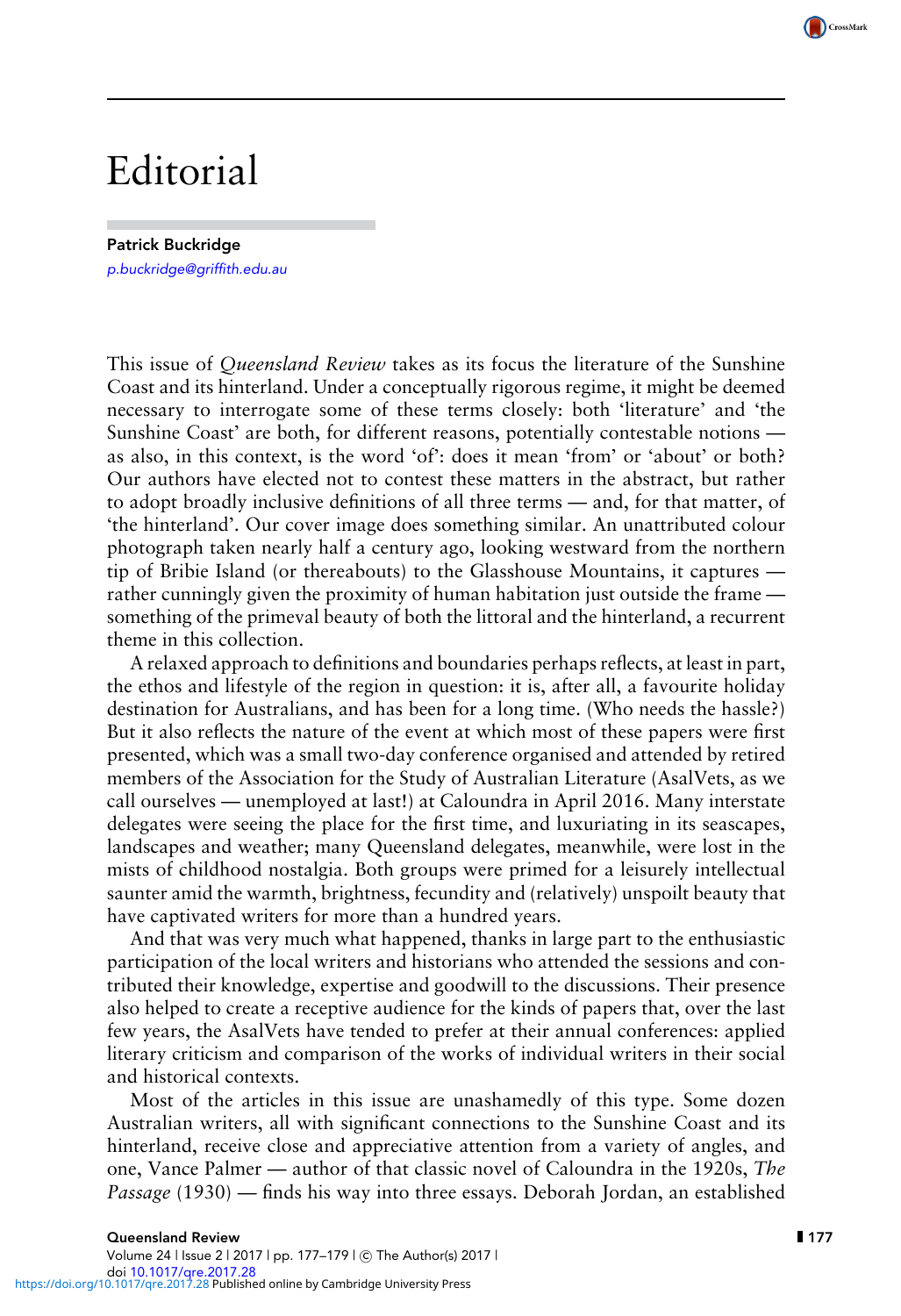# Editorial

**Patrick Buckridge**
*p.buckridge@griffith.edu.au*

This issue of *Queensland Review* takes as its focus the literature of the Sunshine Coast and its hinterland. Under a conceptually rigorous regime, it might be deemed necessary to interrogate some of these terms closely: both 'literature' and 'the Sunshine Coast' are both, for different reasons, potentially contestable notions — as also, in this context, is the word 'of': does it mean 'from' or 'about' or both? Our authors have elected not to contest these matters in the abstract, but rather to adopt broadly inclusive definitions of all three terms — and, for that matter, of 'the hinterland'. Our cover image does something similar. An unattributed colour photograph taken nearly half a century ago, looking westward from the northern tip of Bribie Island (or thereabouts) to the Glasshouse Mountains, it captures — rather cunningly given the proximity of human habitation just outside the frame — something of the primeval beauty of both the littoral and the hinterland, a recurrent theme in this collection.

A relaxed approach to definitions and boundaries perhaps reflects, at least in part, the ethos and lifestyle of the region in question: it is, after all, a favourite holiday destination for Australians, and has been for a long time. (Who needs the hassle?) But it also reflects the nature of the event at which most of these papers were first presented, which was a small two-day conference organised and attended by retired members of the Association for the Study of Australian Literature (AsalVets, as we call ourselves — unemployed at last!) at Caloundra in April 2016. Many interstate delegates were seeing the place for the first time, and luxuriating in its seascapes, landscapes and weather; many Queensland delegates, meanwhile, were lost in the mists of childhood nostalgia. Both groups were primed for a leisurely intellectual saunter amid the warmth, brightness, fecundity and (relatively) unspoilt beauty that have captivated writers for more than a hundred years.

And that was very much what happened, thanks in large part to the enthusiastic participation of the local writers and historians who attended the sessions and contributed their knowledge, expertise and goodwill to the discussions. Their presence also helped to create a receptive audience for the kinds of papers that, over the last few years, the AsalVets have tended to prefer at their annual conferences: applied literary criticism and comparison of the works of individual writers in their social and historical contexts.

Most of the articles in this issue are unashamedly of this type. Some dozen Australian writers, all with significant connections to the Sunshine Coast and its hinterland, receive close and appreciative attention from a variety of angles, and one, Vance Palmer — author of that classic novel of Caloundra in the 1920s, *The Passage* (1930) — finds his way into three essays. Deborah Jordan, an established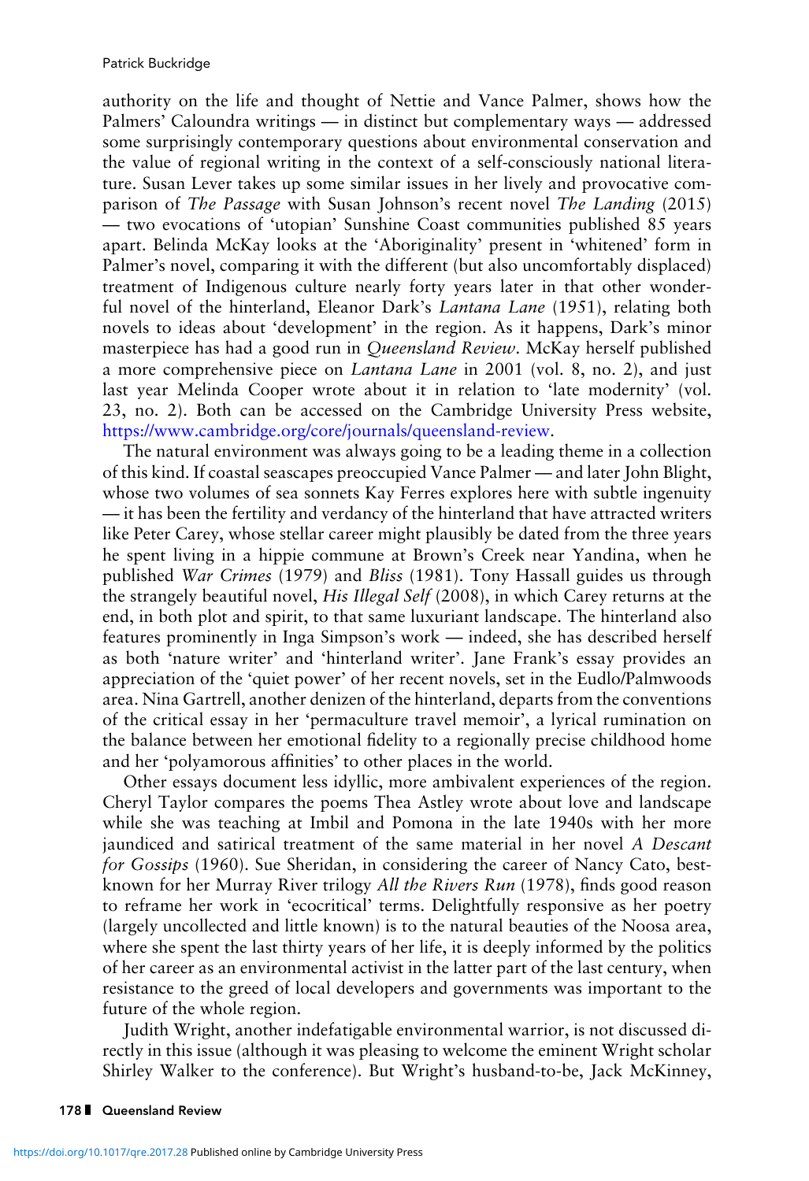authority on the life and thought of Nettie and Vance Palmer, shows how the Palmers' Caloundra writings — in distinct but complementary ways — addressed some surprisingly contemporary questions about environmental conservation and the value of regional writing in the context of a self-consciously national literature. Susan Lever takes up some similar issues in her lively and provocative comparison of *The Passage* with Susan Johnson's recent novel *The Landing* (2015) — two evocations of 'utopian' Sunshine Coast communities published 85 years apart. Belinda McKay looks at the 'Aboriginality' present in 'whitened' form in Palmer's novel, comparing it with the different (but also uncomfortably displaced) treatment of Indigenous culture nearly forty years later in that other wonderful novel of the hinterland, Eleanor Dark's *Lantana Lane* (1951), relating both novels to ideas about 'development' in the region. As it happens, Dark's minor masterpiece has had a good run in *Queensland Review*. McKay herself published a more comprehensive piece on *Lantana Lane* in 2001 (vol. 8, no. 2), and just last year Melinda Cooper wrote about it in relation to 'late modernity' (vol. 23, no. 2). Both can be accessed on the Cambridge University Press website, https://www.cambridge.org/core/journals/queensland-review.

The natural environment was always going to be a leading theme in a collection of this kind. If coastal seascapes preoccupied Vance Palmer — and later John Blight, whose two volumes of sea sonnets Kay Ferres explores here with subtle ingenuity — it has been the fertility and verdancy of the hinterland that have attracted writers like Peter Carey, whose stellar career might plausibly be dated from the three years he spent living in a hippie commune at Brown's Creek near Yandina, when he published *War Crimes* (1979) and *Bliss* (1981). Tony Hassall guides us through the strangely beautiful novel, *His Illegal Self* (2008), in which Carey returns at the end, in both plot and spirit, to that same luxuriant landscape. The hinterland also features prominently in Inga Simpson's work — indeed, she has described herself as both 'nature writer' and 'hinterland writer'. Jane Frank's essay provides an appreciation of the 'quiet power' of her recent novels, set in the Eudlo/Palmwoods area. Nina Gartrell, another denizen of the hinterland, departs from the conventions of the critical essay in her 'permaculture travel memoir', a lyrical rumination on the balance between her emotional fidelity to a regionally precise childhood home and her 'polyamorous affinities' to other places in the world.

Other essays document less idyllic, more ambivalent experiences of the region. Cheryl Taylor compares the poems Thea Astley wrote about love and landscape while she was teaching at Imbil and Pomona in the late 1940s with her more jaundiced and satirical treatment of the same material in her novel *A Descant for Gossips* (1960). Sue Sheridan, in considering the career of Nancy Cato, best-known for her Murray River trilogy *All the Rivers Run* (1978), finds good reason to reframe her work in 'ecocritical' terms. Delightfully responsive as her poetry (largely uncollected and little known) is to the natural beauties of the Noosa area, where she spent the last thirty years of her life, it is deeply informed by the politics of her career as an environmental activist in the latter part of the last century, when resistance to the greed of local developers and governments was important to the future of the whole region.

Judith Wright, another indefatigable environmental warrior, is not discussed directly in this issue (although it was pleasing to welcome the eminent Wright scholar Shirley Walker to the conference). But Wright's husband-to-be, Jack McKinney,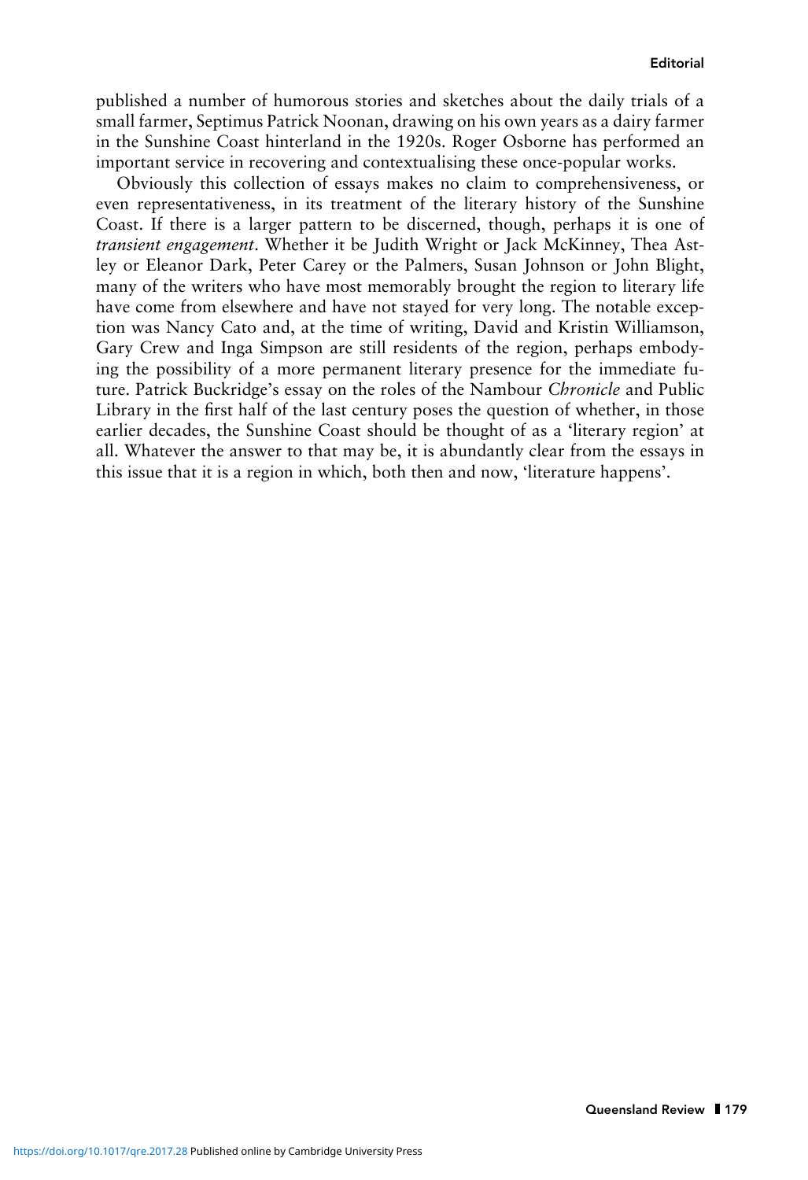published a number of humorous stories and sketches about the daily trials of a small farmer, Septimus Patrick Noonan, drawing on his own years as a dairy farmer in the Sunshine Coast hinterland in the 1920s. Roger Osborne has performed an important service in recovering and contextualising these once-popular works.

Obviously this collection of essays makes no claim to comprehensiveness, or even representativeness, in its treatment of the literary history of the Sunshine Coast. If there is a larger pattern to be discerned, though, perhaps it is one of *transient engagement*. Whether it be Judith Wright or Jack McKinney, Thea Astley or Eleanor Dark, Peter Carey or the Palmers, Susan Johnson or John Blight, many of the writers who have most memorably brought the region to literary life have come from elsewhere and have not stayed for very long. The notable exception was Nancy Cato and, at the time of writing, David and Kristin Williamson, Gary Crew and Inga Simpson are still residents of the region, perhaps embodying the possibility of a more permanent literary presence for the immediate future. Patrick Buckridge's essay on the roles of the Nambour *Chronicle* and Public Library in the first half of the last century poses the question of whether, in those earlier decades, the Sunshine Coast should be thought of as a 'literary region' at all. Whatever the answer to that may be, it is abundantly clear from the essays in this issue that it is a region in which, both then and now, 'literature happens'.